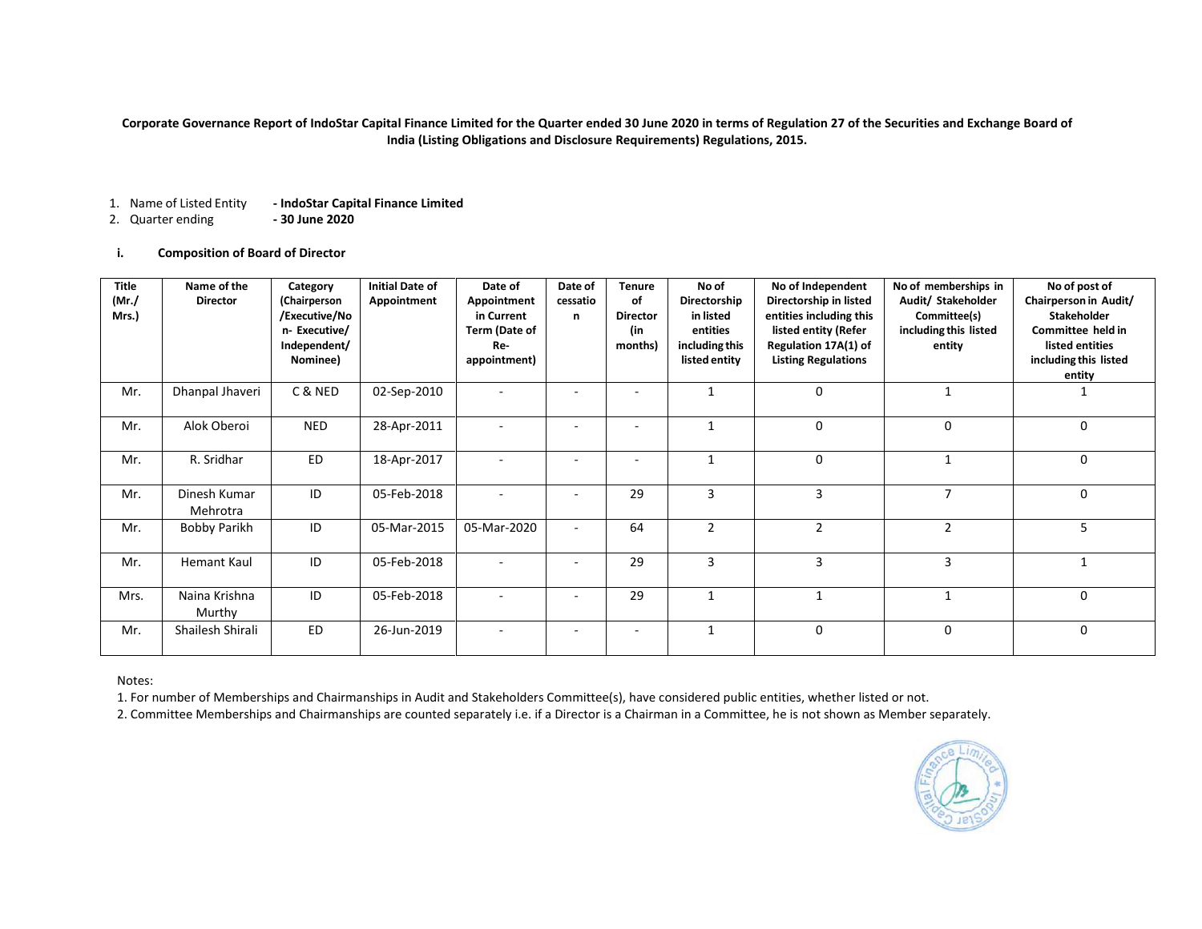**Corporate Governance Report of IndoStar Capital Finance Limited for the Quarter ended 30 June 2020 in terms of Regulation 27 of the Securities and Exchange Board of India (Listing Obligations and Disclosure Requirements) Regulations, 2015.**

1. Name of Listed Entity **- IndoStar Capital Finance Limited**
2. Quarter ending **- 30 June 2020**

**i. Composition of Board of Director**

| Title (Mr./ Mrs.) | Name of the Director | Category (Chairperson /Executive/Non- Executive/ Independent/ Nominee) | Initial Date of Appointment | Date of Appointment in Current Term (Date of Re-appointment) | Date of cessation | Tenure of Director (in months) | No of Directorship in listed entities including this listed entity | No of Independent Directorship in listed entities including this listed entity (Refer Regulation 17A(1) of Listing Regulations | No of memberships in Audit/ Stakeholder Committee(s) including this listed entity | No of post of Chairperson in Audit/ Stakeholder Committee held in listed entities including this listed entity |
|---|---|---|---|---|---|---|---|---|---|---|
| Mr. | Dhanpal Jhaveri | C & NED | 02-Sep-2010 | - | - | - | 1 | 0 | 1 | 1 |
| Mr. | Alok Oberoi | NED | 28-Apr-2011 | - | - | - | 1 | 0 | 0 | 0 |
| Mr. | R. Sridhar | ED | 18-Apr-2017 | - | - | - | 1 | 0 | 1 | 0 |
| Mr. | Dinesh Kumar Mehrotra | ID | 05-Feb-2018 | - | - | 29 | 3 | 3 | 7 | 0 |
| Mr. | Bobby Parikh | ID | 05-Mar-2015 | 05-Mar-2020 | - | 64 | 2 | 2 | 2 | 5 |
| Mr. | Hemant Kaul | ID | 05-Feb-2018 | - | - | 29 | 3 | 3 | 3 | 1 |
| Mrs. | Naina Krishna Murthy | ID | 05-Feb-2018 | - | - | 29 | 1 | 1 | 1 | 0 |
| Mr. | Shailesh Shirali | ED | 26-Jun-2019 | - | - | - | 1 | 0 | 0 | 0 |

Notes:

1. For number of Memberships and Chairmanships in Audit and Stakeholders Committee(s), have considered public entities, whether listed or not.
2. Committee Memberships and Chairmanships are counted separately i.e. if a Director is a Chairman in a Committee, he is not shown as Member separately.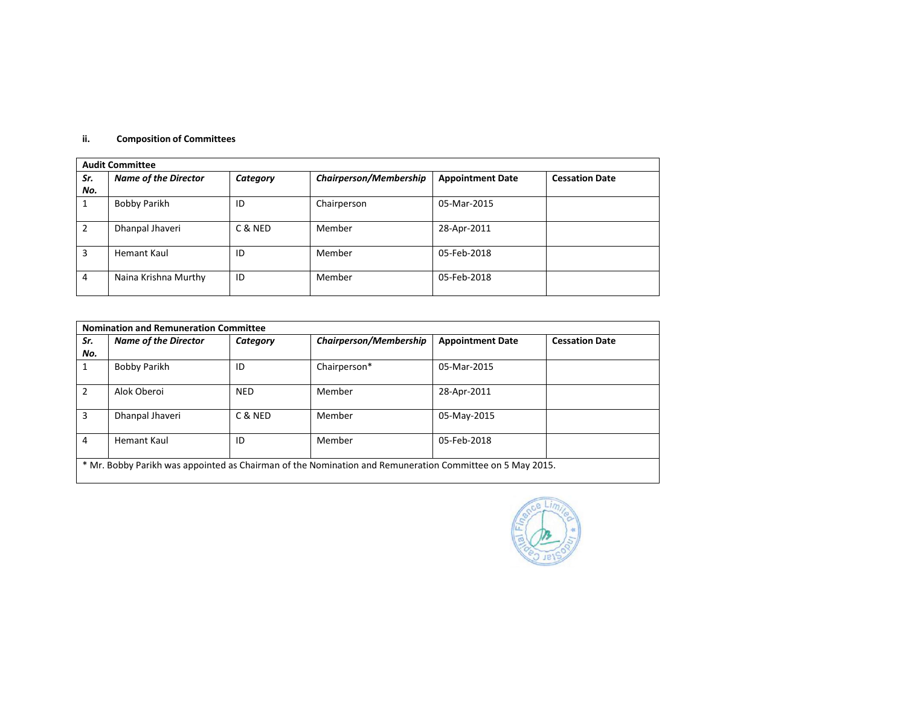### ii. Composition of Committees

| Audit Committee | | | | | |
|---|---|---|---|---|---|
| ***Sr. No.*** | ***Name of the Director*** | ***Category*** | ***Chairperson/Membership*** | **Appointment Date** | **Cessation Date** |
| 1 | Bobby Parikh | ID | Chairperson | 05-Mar-2015 | |
| 2 | Dhanpal Jhaveri | C & NED | Member | 28-Apr-2011 | |
| 3 | Hemant Kaul | ID | Member | 05-Feb-2018 | |
| 4 | Naina Krishna Murthy | ID | Member | 05-Feb-2018 | |

| Nomination and Remuneration Committee | | | | | |
|---|---|---|---|---|---|
| ***Sr. No.*** | ***Name of the Director*** | ***Category*** | ***Chairperson/Membership*** | **Appointment Date** | **Cessation Date** |
| 1 | Bobby Parikh | ID | Chairperson* | 05-Mar-2015 | |
| 2 | Alok Oberoi | NED | Member | 28-Apr-2011 | |
| 3 | Dhanpal Jhaveri | C & NED | Member | 05-May-2015 | |
| 4 | Hemant Kaul | ID | Member | 05-Feb-2018 | |

* Mr. Bobby Parikh was appointed as Chairman of the Nomination and Remuneration Committee on 5 May 2015.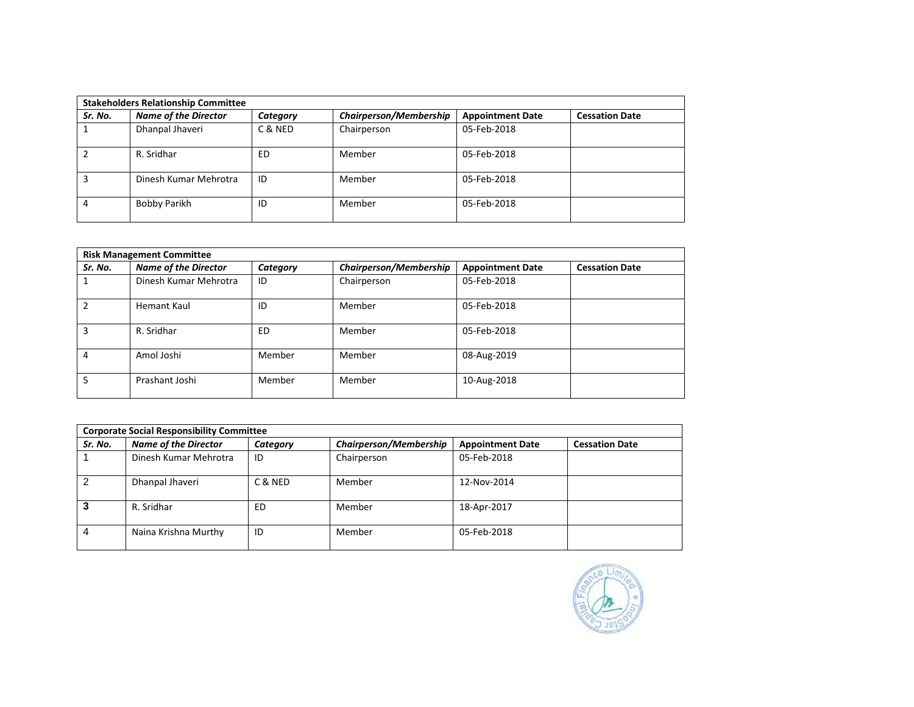| **Stakeholders Relationship Committee** | | | | | |
|---|---|---|---|---|---|
| ***Sr. No.*** | ***Name of the Director*** | ***Category*** | ***Chairperson/Membership*** | **Appointment Date** | **Cessation Date** |
| 1 | Dhanpal Jhaveri | C & NED | Chairperson | 05-Feb-2018 | |
| 2 | R. Sridhar | ED | Member | 05-Feb-2018 | |
| 3 | Dinesh Kumar Mehrotra | ID | Member | 05-Feb-2018 | |
| 4 | Bobby Parikh | ID | Member | 05-Feb-2018 | |

| **Risk Management Committee** | | | | | |
|---|---|---|---|---|---|
| ***Sr. No.*** | ***Name of the Director*** | ***Category*** | ***Chairperson/Membership*** | **Appointment Date** | **Cessation Date** |
| 1 | Dinesh Kumar Mehrotra | ID | Chairperson | 05-Feb-2018 | |
| 2 | Hemant Kaul | ID | Member | 05-Feb-2018 | |
| 3 | R. Sridhar | ED | Member | 05-Feb-2018 | |
| 4 | Amol Joshi | Member | Member | 08-Aug-2019 | |
| 5 | Prashant Joshi | Member | Member | 10-Aug-2018 | |

| **Corporate Social Responsibility Committee** | | | | | |
|---|---|---|---|---|---|
| ***Sr. No.*** | ***Name of the Director*** | ***Category*** | ***Chairperson/Membership*** | **Appointment Date** | **Cessation Date** |
| 1 | Dinesh Kumar Mehrotra | ID | Chairperson | 05-Feb-2018 | |
| 2 | Dhanpal Jhaveri | C & NED | Member | 12-Nov-2014 | |
| **3** | R. Sridhar | ED | Member | 18-Apr-2017 | |
| 4 | Naina Krishna Murthy | ID | Member | 05-Feb-2018 | |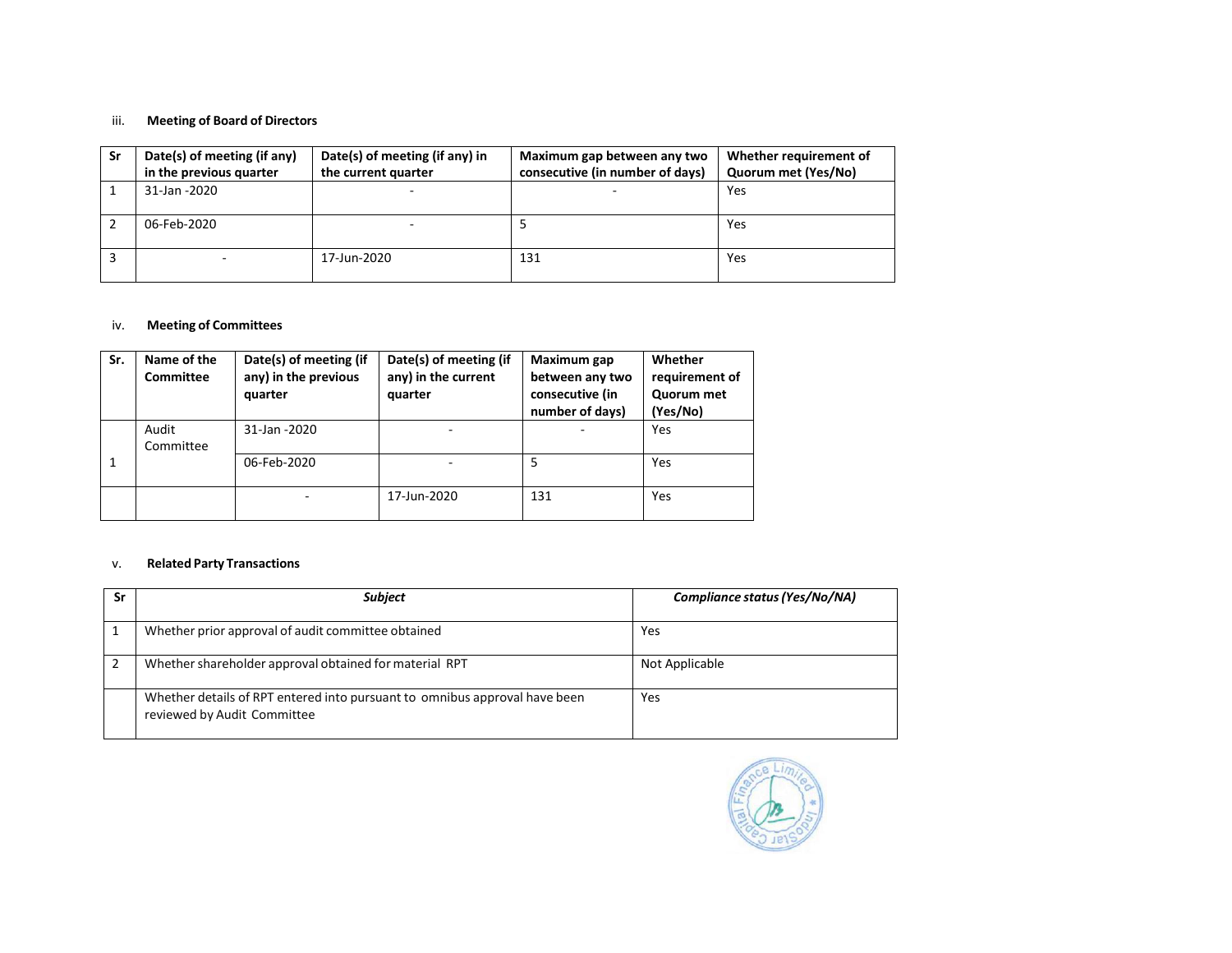iii. **Meeting of Board of Directors**

| Sr | Date(s) of meeting (if any) in the previous quarter | Date(s) of meeting (if any) in the current quarter | Maximum gap between any two consecutive (in number of days) | Whether requirement of Quorum met (Yes/No) |
|---|---|---|---|---|
| 1 | 31-Jan -2020 | - | - | Yes |
| 2 | 06-Feb-2020 | - | 5 | Yes |
| 3 | - | 17-Jun-2020 | 131 | Yes |

iv. **Meeting of Committees**

| Sr. | Name of the Committee | Date(s) of meeting (if any) in the previous quarter | Date(s) of meeting (if any) in the current quarter | Maximum gap between any two consecutive (in number of days) | Whether requirement of Quorum met (Yes/No) |
|---|---|---|---|---|---|
| 1 | Audit Committee | 31-Jan -2020 | - | - | Yes |
| | | 06-Feb-2020 | - | 5 | Yes |
| | | - | 17-Jun-2020 | 131 | Yes |

v. **Related Party Transactions**

| Sr | *Subject* | *Compliance status (Yes/No/NA)* |
|---|---|---|
| 1 | Whether prior approval of audit committee obtained | Yes |
| 2 | Whether shareholder approval obtained for material RPT | Not Applicable |
| | Whether details of RPT entered into pursuant to omnibus approval have been reviewed by Audit Committee | Yes |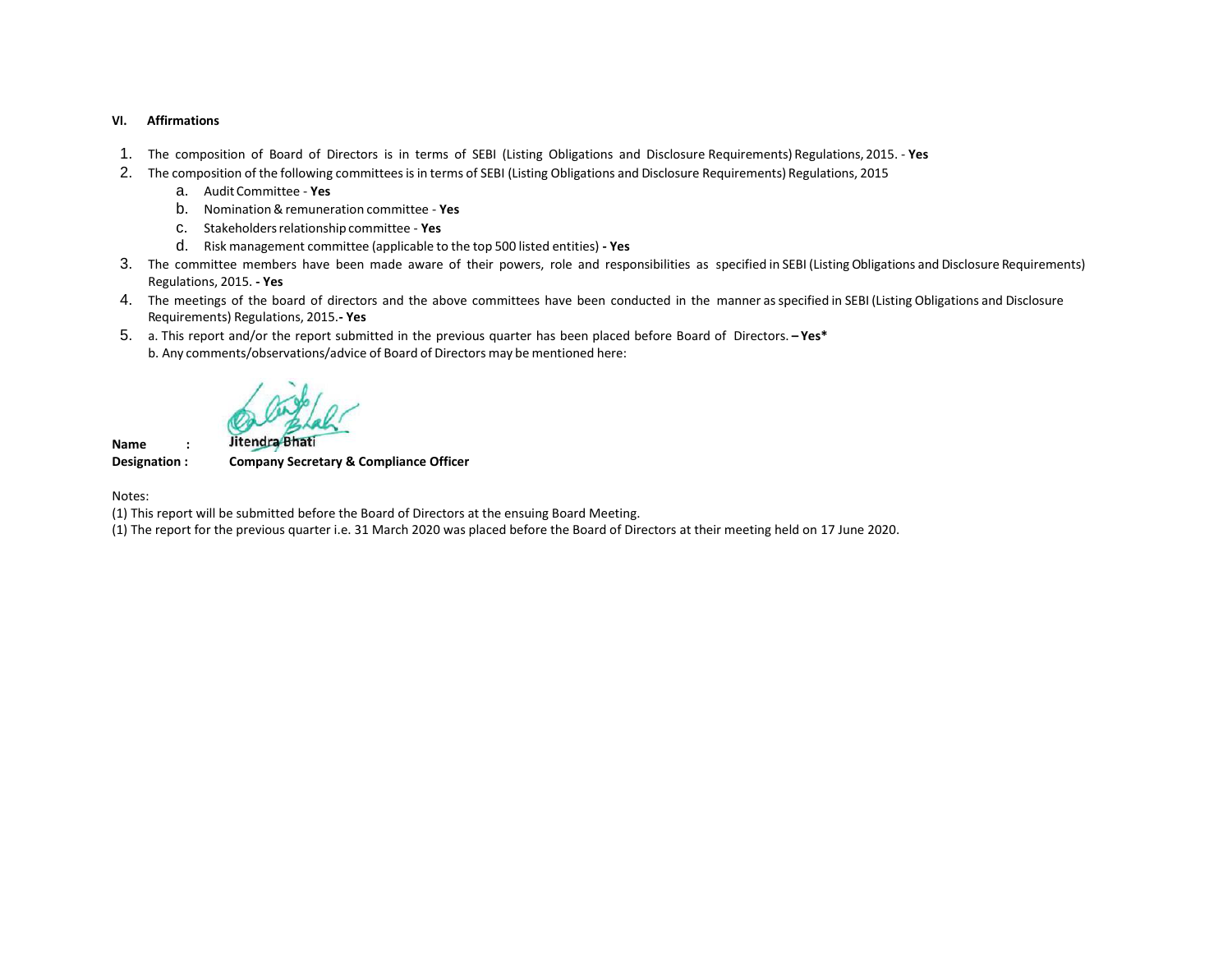## VI. Affirmations

1. The composition of Board of Directors is in terms of SEBI (Listing Obligations and Disclosure Requirements) Regulations, 2015. - **Yes**
2. The composition of the following committees is in terms of SEBI (Listing Obligations and Disclosure Requirements) Regulations, 2015
   a. Audit Committee - **Yes**
   b. Nomination & remuneration committee - **Yes**
   c. Stakeholders relationship committee - **Yes**
   d. Risk management committee (applicable to the top 500 listed entities) **- Yes**
3. The committee members have been made aware of their powers, role and responsibilities as specified in SEBI (Listing Obligations and Disclosure Requirements) Regulations, 2015. **- Yes**
4. The meetings of the board of directors and the above committees have been conducted in the manner as specified in SEBI (Listing Obligations and Disclosure Requirements) Regulations, 2015.**- Yes**
5. a. This report and/or the report submitted in the previous quarter has been placed before Board of Directors. **– Yes***
   b. Any comments/observations/advice of Board of Directors may be mentioned here:

**Name :** **Jitendra Bhati**
**Designation :** **Company Secretary & Compliance Officer**

Notes:
(1) This report will be submitted before the Board of Directors at the ensuing Board Meeting.
(1) The report for the previous quarter i.e. 31 March 2020 was placed before the Board of Directors at their meeting held on 17 June 2020.